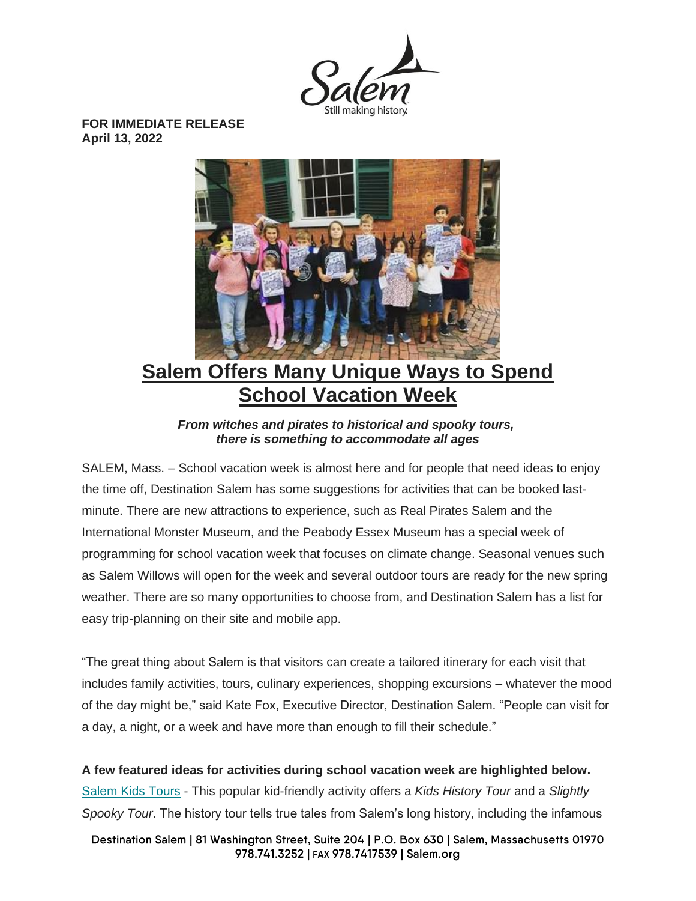**FOR IMMEDIATE RELEASE**
**April 13, 2022**

# Salem Offers Many Unique Ways to Spend School Vacation Week

***From witches and pirates to historical and spooky tours, there is something to accommodate all ages***

SALEM, Mass. – School vacation week is almost here and for people that need ideas to enjoy the time off, Destination Salem has some suggestions for activities that can be booked last-minute. There are new attractions to experience, such as Real Pirates Salem and the International Monster Museum, and the Peabody Essex Museum has a special week of programming for school vacation week that focuses on climate change. Seasonal venues such as Salem Willows will open for the week and several outdoor tours are ready for the new spring weather. There are so many opportunities to choose from, and Destination Salem has a list for easy trip-planning on their site and mobile app.

"The great thing about Salem is that visitors can create a tailored itinerary for each visit that includes family activities, tours, culinary experiences, shopping excursions – whatever the mood of the day might be," said Kate Fox, Executive Director, Destination Salem. "People can visit for a day, a night, or a week and have more than enough to fill their schedule."

**A few featured ideas for activities during school vacation week are highlighted below.**

Salem Kids Tours - This popular kid-friendly activity offers a *Kids History Tour* and a *Slightly Spooky Tour*. The history tour tells true tales from Salem's long history, including the infamous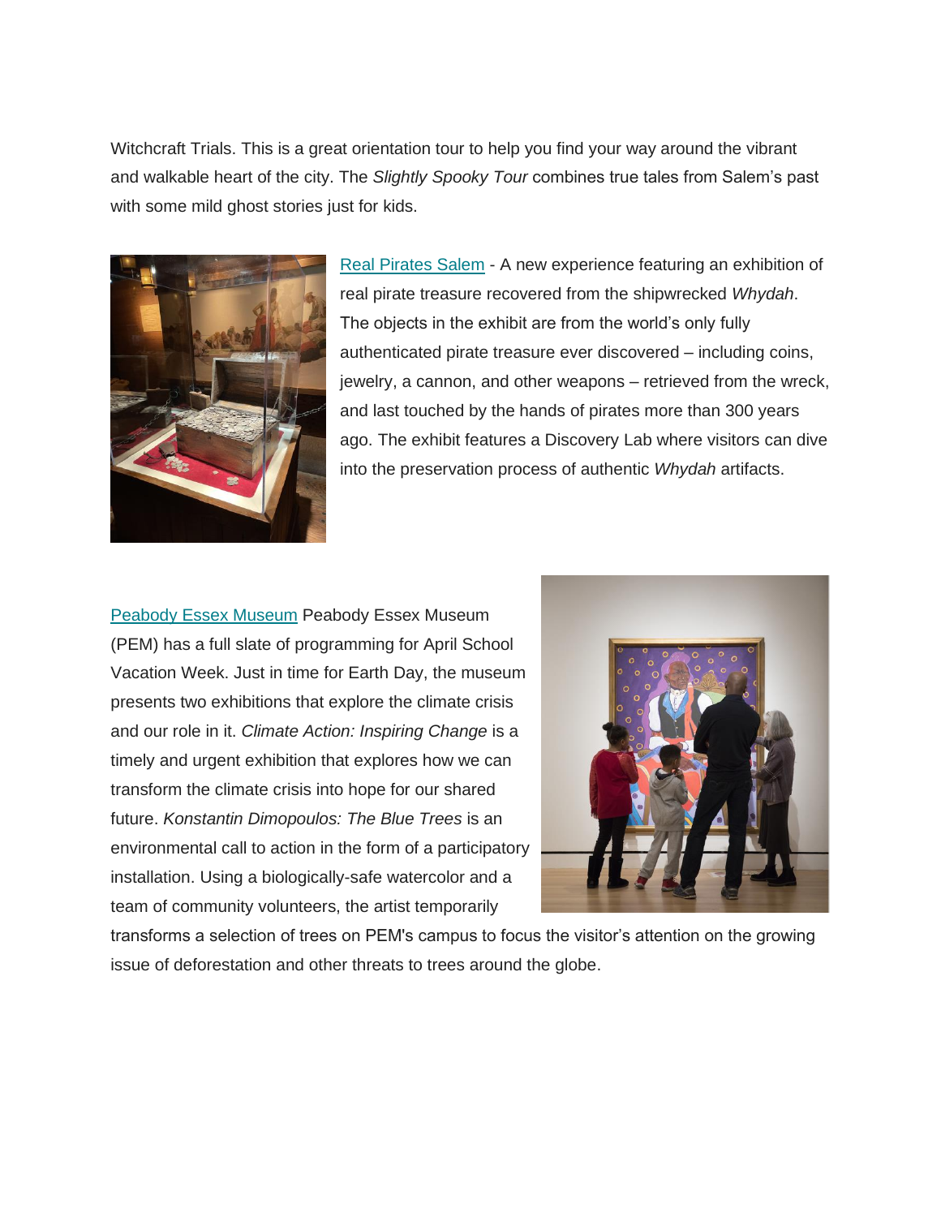Witchcraft Trials. This is a great orientation tour to help you find your way around the vibrant and walkable heart of the city. The *Slightly Spooky Tour* combines true tales from Salem's past with some mild ghost stories just for kids.

[Real Pirates Salem]() - A new experience featuring an exhibition of real pirate treasure recovered from the shipwrecked *Whydah*. The objects in the exhibit are from the world's only fully authenticated pirate treasure ever discovered – including coins, jewelry, a cannon, and other weapons – retrieved from the wreck, and last touched by the hands of pirates more than 300 years ago. The exhibit features a Discovery Lab where visitors can dive into the preservation process of authentic *Whydah* artifacts.

[Peabody Essex Museum]() Peabody Essex Museum (PEM) has a full slate of programming for April School Vacation Week. Just in time for Earth Day, the museum presents two exhibitions that explore the climate crisis and our role in it. *Climate Action: Inspiring Change* is a timely and urgent exhibition that explores how we can transform the climate crisis into hope for our shared future. *Konstantin Dimopoulos: The Blue Trees* is an environmental call to action in the form of a participatory installation. Using a biologically-safe watercolor and a team of community volunteers, the artist temporarily transforms a selection of trees on PEM's campus to focus the visitor's attention on the growing issue of deforestation and other threats to trees around the globe.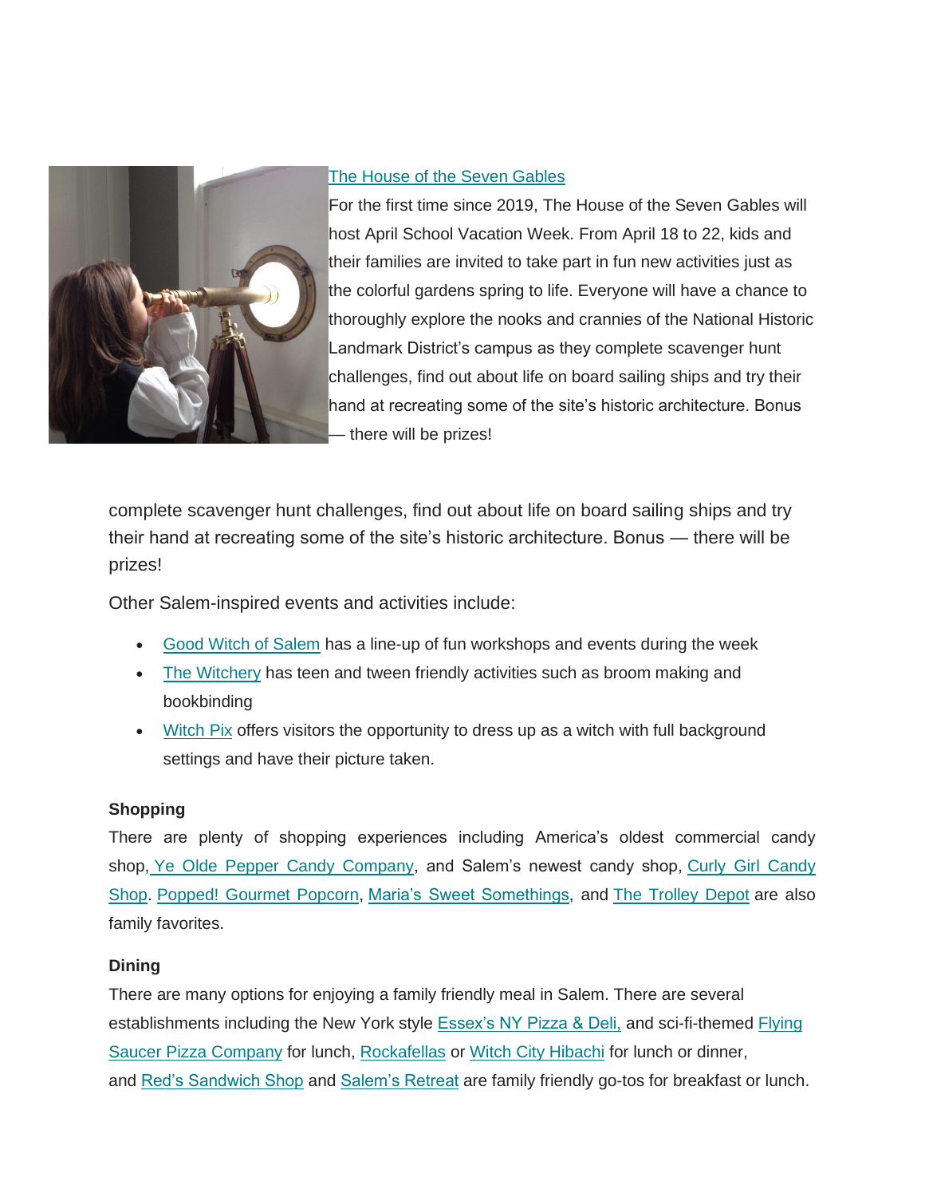The House of the Seven Gables

For the first time since 2019, The House of the Seven Gables will host April School Vacation Week. From April 18 to 22, kids and their families are invited to take part in fun new activities just as the colorful gardens spring to life. Everyone will have a chance to thoroughly explore the nooks and crannies of the National Historic Landmark District's campus as they complete scavenger hunt challenges, find out about life on board sailing ships and try their hand at recreating some of the site's historic architecture. Bonus — there will be prizes!

complete scavenger hunt challenges, find out about life on board sailing ships and try their hand at recreating some of the site's historic architecture. Bonus — there will be prizes!

Other Salem-inspired events and activities include:

- Good Witch of Salem has a line-up of fun workshops and events during the week
- The Witchery has teen and tween friendly activities such as broom making and bookbinding
- Witch Pix offers visitors the opportunity to dress up as a witch with full background settings and have their picture taken.

**Shopping**

There are plenty of shopping experiences including America's oldest commercial candy shop, Ye Olde Pepper Candy Company, and Salem's newest candy shop, Curly Girl Candy Shop. Popped! Gourmet Popcorn, Maria's Sweet Somethings, and The Trolley Depot are also family favorites.

**Dining**

There are many options for enjoying a family friendly meal in Salem. There are several establishments including the New York style Essex's NY Pizza & Deli, and sci-fi-themed Flying Saucer Pizza Company for lunch, Rockafellas or Witch City Hibachi for lunch or dinner, and Red's Sandwich Shop and Salem's Retreat are family friendly go-tos for breakfast or lunch.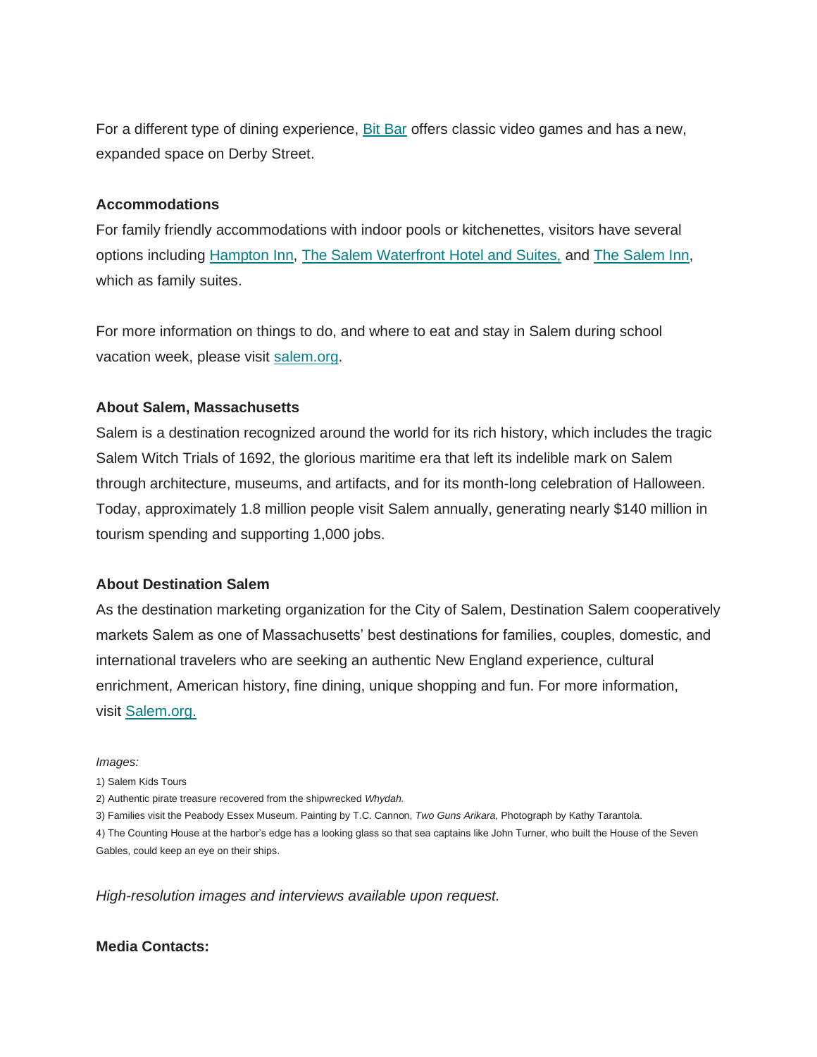For a different type of dining experience, Bit Bar offers classic video games and has a new, expanded space on Derby Street.

**Accommodations**

For family friendly accommodations with indoor pools or kitchenettes, visitors have several options including Hampton Inn, The Salem Waterfront Hotel and Suites, and The Salem Inn, which as family suites.

For more information on things to do, and where to eat and stay in Salem during school vacation week, please visit salem.org.

**About Salem, Massachusetts**

Salem is a destination recognized around the world for its rich history, which includes the tragic Salem Witch Trials of 1692, the glorious maritime era that left its indelible mark on Salem through architecture, museums, and artifacts, and for its month-long celebration of Halloween. Today, approximately 1.8 million people visit Salem annually, generating nearly $140 million in tourism spending and supporting 1,000 jobs.

**About Destination Salem**

As the destination marketing organization for the City of Salem, Destination Salem cooperatively markets Salem as one of Massachusetts' best destinations for families, couples, domestic, and international travelers who are seeking an authentic New England experience, cultural enrichment, American history, fine dining, unique shopping and fun. For more information, visit Salem.org.

*Images:*

1) Salem Kids Tours
2) Authentic pirate treasure recovered from the shipwrecked *Whydah.*
3) Families visit the Peabody Essex Museum. Painting by T.C. Cannon, *Two Guns Arikara,* Photograph by Kathy Tarantola.
4) The Counting House at the harbor's edge has a looking glass so that sea captains like John Turner, who built the House of the Seven Gables, could keep an eye on their ships.

*High-resolution images and interviews available upon request.*

**Media Contacts:**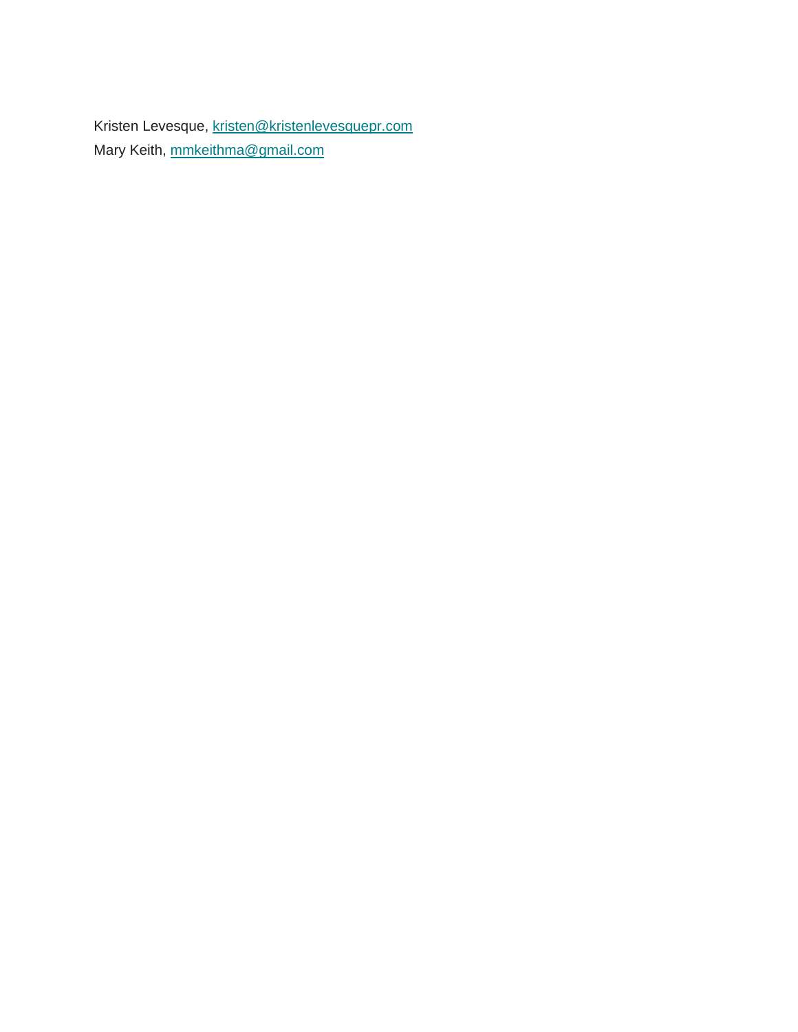Kristen Levesque, [kristen@kristenlevesquepr.com](mailto:kristen@kristenlevesquepr.com)
Mary Keith, [mmkeithma@gmail.com](mailto:mmkeithma@gmail.com)